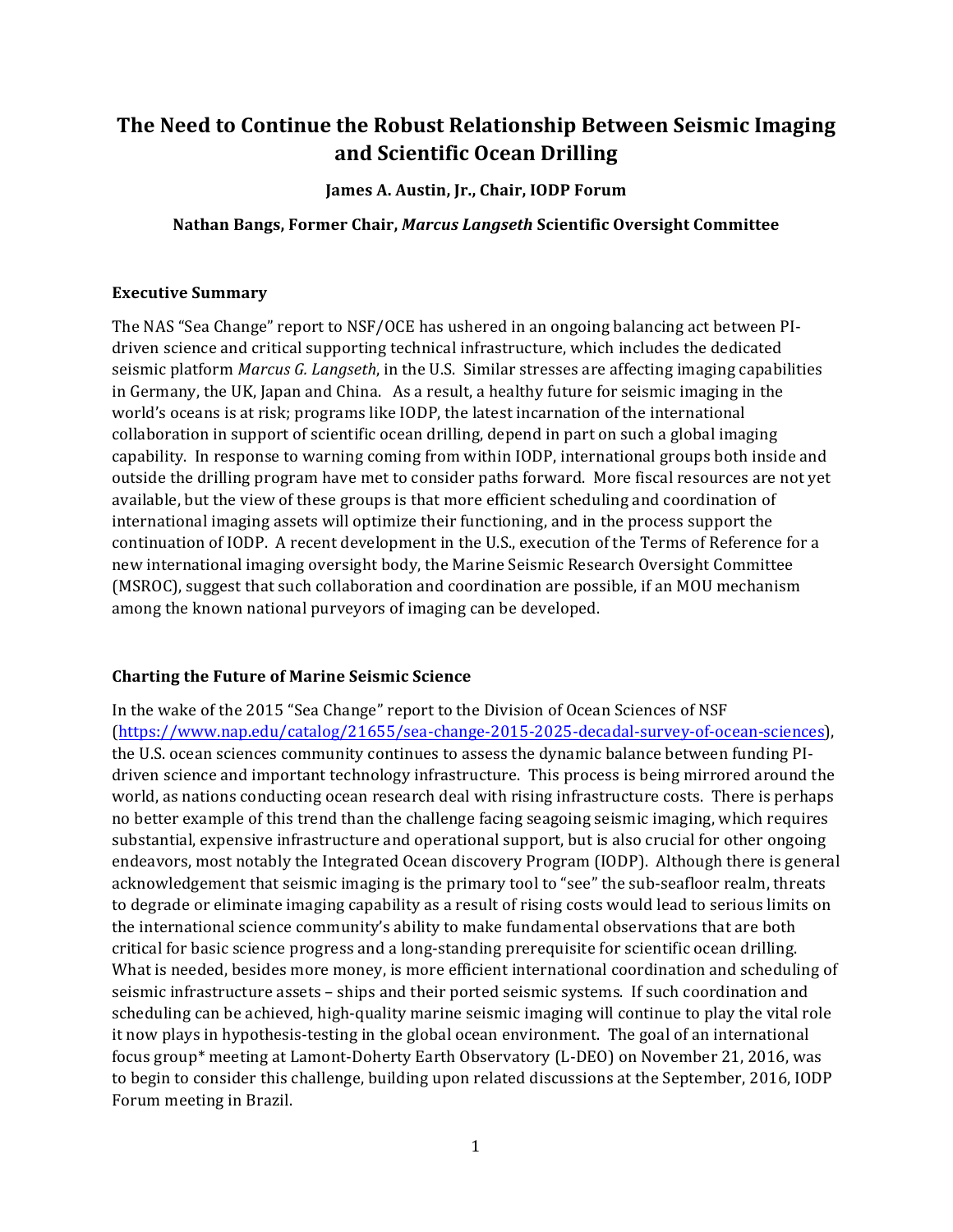# The Need to Continue the Robust Relationship Between Seismic Imaging and Scientific Ocean Drilling

**James A. Austin, Jr., Chair, IODP Forum**

**Nathan Bangs, Former Chair, *Marcus Langseth* Scientific Oversight Committee**

## Executive Summary

The NAS "Sea Change" report to NSF/OCE has ushered in an ongoing balancing act between PI-driven science and critical supporting technical infrastructure, which includes the dedicated seismic platform *Marcus G. Langseth*, in the U.S. Similar stresses are affecting imaging capabilities in Germany, the UK, Japan and China. As a result, a healthy future for seismic imaging in the world's oceans is at risk; programs like IODP, the latest incarnation of the international collaboration in support of scientific ocean drilling, depend in part on such a global imaging capability. In response to warning coming from within IODP, international groups both inside and outside the drilling program have met to consider paths forward. More fiscal resources are not yet available, but the view of these groups is that more efficient scheduling and coordination of international imaging assets will optimize their functioning, and in the process support the continuation of IODP. A recent development in the U.S., execution of the Terms of Reference for a new international imaging oversight body, the Marine Seismic Research Oversight Committee (MSROC), suggest that such collaboration and coordination are possible, if an MOU mechanism among the known national purveyors of imaging can be developed.

## Charting the Future of Marine Seismic Science

In the wake of the 2015 "Sea Change" report to the Division of Ocean Sciences of NSF (https://www.nap.edu/catalog/21655/sea-change-2015-2025-decadal-survey-of-ocean-sciences), the U.S. ocean sciences community continues to assess the dynamic balance between funding PI-driven science and important technology infrastructure. This process is being mirrored around the world, as nations conducting ocean research deal with rising infrastructure costs. There is perhaps no better example of this trend than the challenge facing seagoing seismic imaging, which requires substantial, expensive infrastructure and operational support, but is also crucial for other ongoing endeavors, most notably the Integrated Ocean discovery Program (IODP). Although there is general acknowledgement that seismic imaging is the primary tool to "see" the sub-seafloor realm, threats to degrade or eliminate imaging capability as a result of rising costs would lead to serious limits on the international science community's ability to make fundamental observations that are both critical for basic science progress and a long-standing prerequisite for scientific ocean drilling. What is needed, besides more money, is more efficient international coordination and scheduling of seismic infrastructure assets – ships and their ported seismic systems. If such coordination and scheduling can be achieved, high-quality marine seismic imaging will continue to play the vital role it now plays in hypothesis-testing in the global ocean environment. The goal of an international focus group* meeting at Lamont-Doherty Earth Observatory (L-DEO) on November 21, 2016, was to begin to consider this challenge, building upon related discussions at the September, 2016, IODP Forum meeting in Brazil.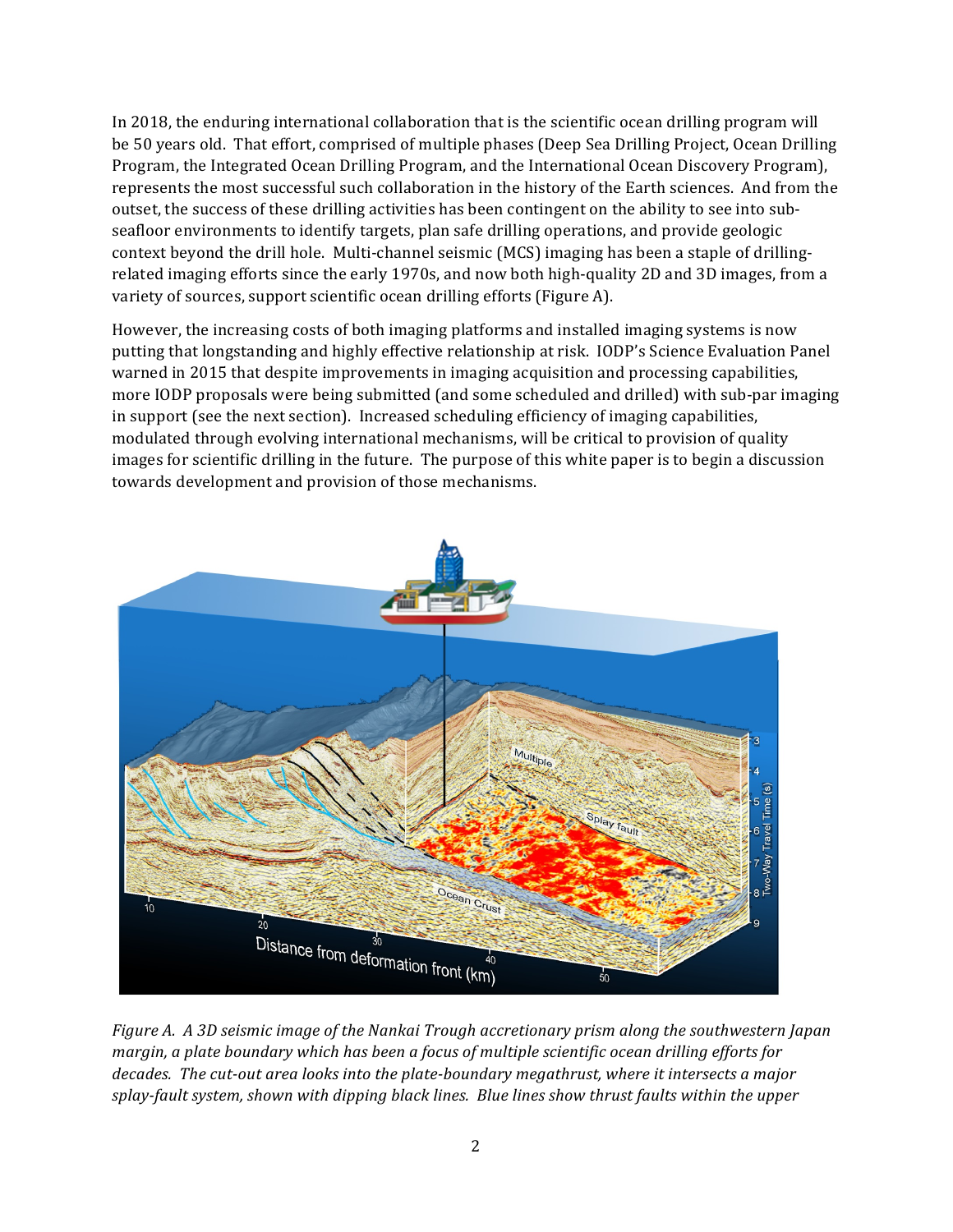In 2018, the enduring international collaboration that is the scientific ocean drilling program will be 50 years old. That effort, comprised of multiple phases (Deep Sea Drilling Project, Ocean Drilling Program, the Integrated Ocean Drilling Program, and the International Ocean Discovery Program), represents the most successful such collaboration in the history of the Earth sciences. And from the outset, the success of these drilling activities has been contingent on the ability to see into sub-seafloor environments to identify targets, plan safe drilling operations, and provide geologic context beyond the drill hole. Multi-channel seismic (MCS) imaging has been a staple of drilling-related imaging efforts since the early 1970s, and now both high-quality 2D and 3D images, from a variety of sources, support scientific ocean drilling efforts (Figure A).

However, the increasing costs of both imaging platforms and installed imaging systems is now putting that longstanding and highly effective relationship at risk. IODP's Science Evaluation Panel warned in 2015 that despite improvements in imaging acquisition and processing capabilities, more IODP proposals were being submitted (and some scheduled and drilled) with sub-par imaging in support (see the next section). Increased scheduling efficiency of imaging capabilities, modulated through evolving international mechanisms, will be critical to provision of quality images for scientific drilling in the future. The purpose of this white paper is to begin a discussion towards development and provision of those mechanisms.

*Figure A. A 3D seismic image of the Nankai Trough accretionary prism along the southwestern Japan margin, a plate boundary which has been a focus of multiple scientific ocean drilling efforts for decades. The cut-out area looks into the plate-boundary megathrust, where it intersects a major splay-fault system, shown with dipping black lines. Blue lines show thrust faults within the upper*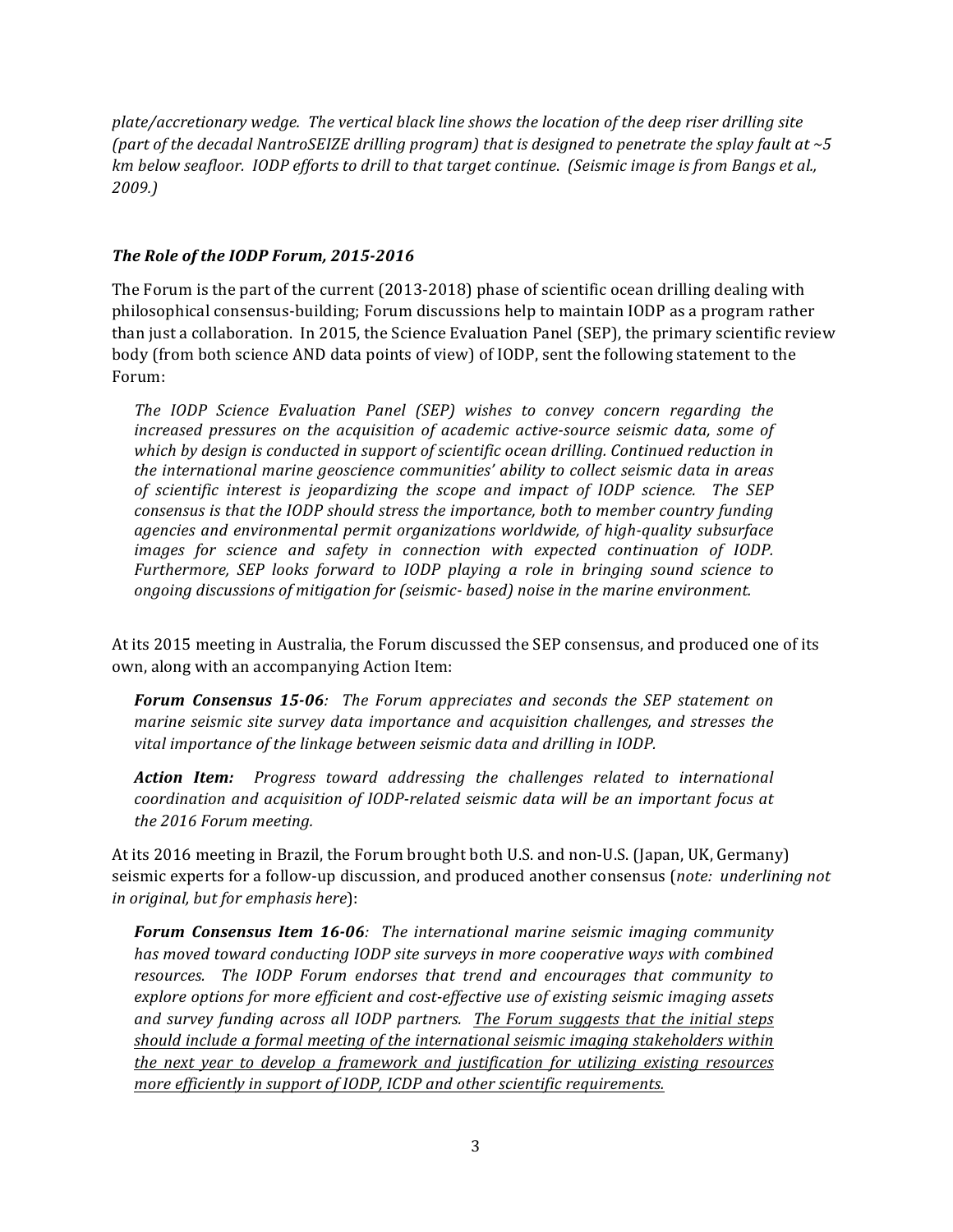*plate/accretionary wedge. The vertical black line shows the location of the deep riser drilling site (part of the decadal NantroSEIZE drilling program) that is designed to penetrate the splay fault at ~5 km below seafloor. IODP efforts to drill to that target continue. (Seismic image is from Bangs et al., 2009.)*

### *The Role of the IODP Forum, 2015-2016*

The Forum is the part of the current (2013-2018) phase of scientific ocean drilling dealing with philosophical consensus-building; Forum discussions help to maintain IODP as a program rather than just a collaboration. In 2015, the Science Evaluation Panel (SEP), the primary scientific review body (from both science AND data points of view) of IODP, sent the following statement to the Forum:

> *The IODP Science Evaluation Panel (SEP) wishes to convey concern regarding the increased pressures on the acquisition of academic active-source seismic data, some of which by design is conducted in support of scientific ocean drilling. Continued reduction in the international marine geoscience communities' ability to collect seismic data in areas of scientific interest is jeopardizing the scope and impact of IODP science. The SEP consensus is that the IODP should stress the importance, both to member country funding agencies and environmental permit organizations worldwide, of high-quality subsurface images for science and safety in connection with expected continuation of IODP. Furthermore, SEP looks forward to IODP playing a role in bringing sound science to ongoing discussions of mitigation for (seismic- based) noise in the marine environment.*

At its 2015 meeting in Australia, the Forum discussed the SEP consensus, and produced one of its own, along with an accompanying Action Item:

> ***Forum Consensus 15-06****: The Forum appreciates and seconds the SEP statement on marine seismic site survey data importance and acquisition challenges, and stresses the vital importance of the linkage between seismic data and drilling in IODP.*
>
> ***Action Item:*** *Progress toward addressing the challenges related to international coordination and acquisition of IODP-related seismic data will be an important focus at the 2016 Forum meeting.*

At its 2016 meeting in Brazil, the Forum brought both U.S. and non-U.S. (Japan, UK, Germany) seismic experts for a follow-up discussion, and produced another consensus (*note: underlining not in original, but for emphasis here*):

> ***Forum Consensus Item 16-06****: The international marine seismic imaging community has moved toward conducting IODP site surveys in more cooperative ways with combined resources. The IODP Forum endorses that trend and encourages that community to explore options for more efficient and cost-effective use of existing seismic imaging assets and survey funding across all IODP partners.* <u>*The Forum suggests that the initial steps should include a formal meeting of the international seismic imaging stakeholders within the next year to develop a framework and justification for utilizing existing resources more efficiently in support of IODP, ICDP and other scientific requirements.*</u>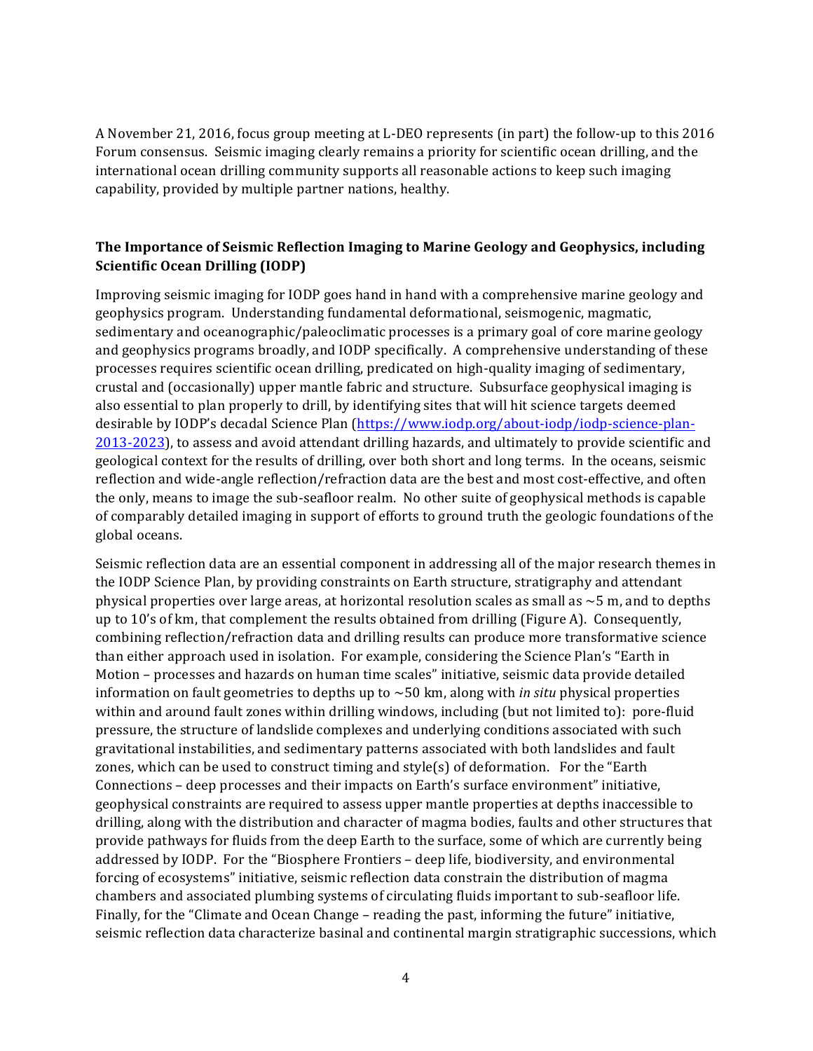A November 21, 2016, focus group meeting at L-DEO represents (in part) the follow-up to this 2016 Forum consensus. Seismic imaging clearly remains a priority for scientific ocean drilling, and the international ocean drilling community supports all reasonable actions to keep such imaging capability, provided by multiple partner nations, healthy.

## The Importance of Seismic Reflection Imaging to Marine Geology and Geophysics, including Scientific Ocean Drilling (IODP)

Improving seismic imaging for IODP goes hand in hand with a comprehensive marine geology and geophysics program. Understanding fundamental deformational, seismogenic, magmatic, sedimentary and oceanographic/paleoclimatic processes is a primary goal of core marine geology and geophysics programs broadly, and IODP specifically. A comprehensive understanding of these processes requires scientific ocean drilling, predicated on high-quality imaging of sedimentary, crustal and (occasionally) upper mantle fabric and structure. Subsurface geophysical imaging is also essential to plan properly to drill, by identifying sites that will hit science targets deemed desirable by IODP's decadal Science Plan (https://www.iodp.org/about-iodp/iodp-science-plan-2013-2023), to assess and avoid attendant drilling hazards, and ultimately to provide scientific and geological context for the results of drilling, over both short and long terms. In the oceans, seismic reflection and wide-angle reflection/refraction data are the best and most cost-effective, and often the only, means to image the sub-seafloor realm. No other suite of geophysical methods is capable of comparably detailed imaging in support of efforts to ground truth the geologic foundations of the global oceans.

Seismic reflection data are an essential component in addressing all of the major research themes in the IODP Science Plan, by providing constraints on Earth structure, stratigraphy and attendant physical properties over large areas, at horizontal resolution scales as small as ~5 m, and to depths up to 10's of km, that complement the results obtained from drilling (Figure A). Consequently, combining reflection/refraction data and drilling results can produce more transformative science than either approach used in isolation. For example, considering the Science Plan's "Earth in Motion – processes and hazards on human time scales" initiative, seismic data provide detailed information on fault geometries to depths up to ~50 km, along with *in situ* physical properties within and around fault zones within drilling windows, including (but not limited to): pore-fluid pressure, the structure of landslide complexes and underlying conditions associated with such gravitational instabilities, and sedimentary patterns associated with both landslides and fault zones, which can be used to construct timing and style(s) of deformation. For the "Earth Connections – deep processes and their impacts on Earth's surface environment" initiative, geophysical constraints are required to assess upper mantle properties at depths inaccessible to drilling, along with the distribution and character of magma bodies, faults and other structures that provide pathways for fluids from the deep Earth to the surface, some of which are currently being addressed by IODP. For the "Biosphere Frontiers – deep life, biodiversity, and environmental forcing of ecosystems" initiative, seismic reflection data constrain the distribution of magma chambers and associated plumbing systems of circulating fluids important to sub-seafloor life. Finally, for the "Climate and Ocean Change – reading the past, informing the future" initiative, seismic reflection data characterize basinal and continental margin stratigraphic successions, which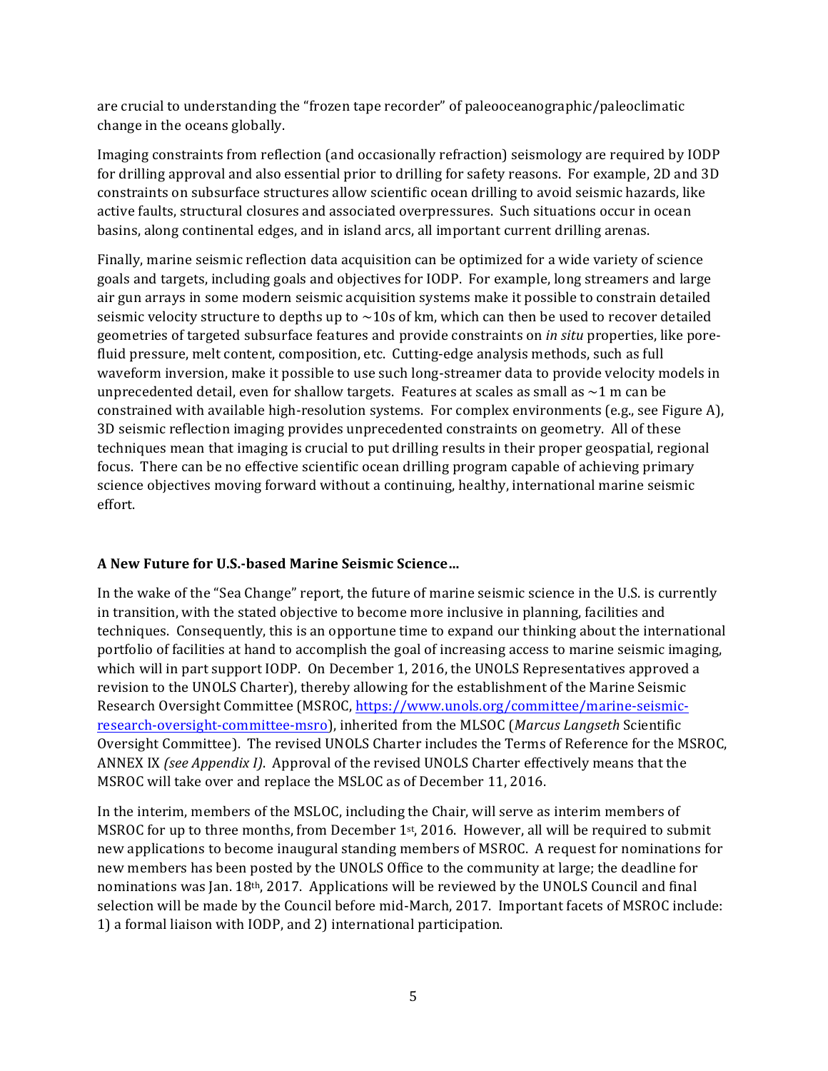are crucial to understanding the "frozen tape recorder" of paleooceanographic/paleoclimatic change in the oceans globally.

Imaging constraints from reflection (and occasionally refraction) seismology are required by IODP for drilling approval and also essential prior to drilling for safety reasons. For example, 2D and 3D constraints on subsurface structures allow scientific ocean drilling to avoid seismic hazards, like active faults, structural closures and associated overpressures. Such situations occur in ocean basins, along continental edges, and in island arcs, all important current drilling arenas.

Finally, marine seismic reflection data acquisition can be optimized for a wide variety of science goals and targets, including goals and objectives for IODP. For example, long streamers and large air gun arrays in some modern seismic acquisition systems make it possible to constrain detailed seismic velocity structure to depths up to ~10s of km, which can then be used to recover detailed geometries of targeted subsurface features and provide constraints on *in situ* properties, like pore-fluid pressure, melt content, composition, etc. Cutting-edge analysis methods, such as full waveform inversion, make it possible to use such long-streamer data to provide velocity models in unprecedented detail, even for shallow targets. Features at scales as small as ~1 m can be constrained with available high-resolution systems. For complex environments (e.g., see Figure A), 3D seismic reflection imaging provides unprecedented constraints on geometry. All of these techniques mean that imaging is crucial to put drilling results in their proper geospatial, regional focus. There can be no effective scientific ocean drilling program capable of achieving primary science objectives moving forward without a continuing, healthy, international marine seismic effort.

**A New Future for U.S.-based Marine Seismic Science…**

In the wake of the "Sea Change" report, the future of marine seismic science in the U.S. is currently in transition, with the stated objective to become more inclusive in planning, facilities and techniques. Consequently, this is an opportune time to expand our thinking about the international portfolio of facilities at hand to accomplish the goal of increasing access to marine seismic imaging, which will in part support IODP. On December 1, 2016, the UNOLS Representatives approved a revision to the UNOLS Charter), thereby allowing for the establishment of the Marine Seismic Research Oversight Committee (MSROC, https://www.unols.org/committee/marine-seismic-research-oversight-committee-msro), inherited from the MLSOC (*Marcus Langseth* Scientific Oversight Committee). The revised UNOLS Charter includes the Terms of Reference for the MSROC, ANNEX IX *(see Appendix I)*. Approval of the revised UNOLS Charter effectively means that the MSROC will take over and replace the MSLOC as of December 11, 2016.

In the interim, members of the MSLOC, including the Chair, will serve as interim members of MSROC for up to three months, from December 1st, 2016. However, all will be required to submit new applications to become inaugural standing members of MSROC. A request for nominations for new members has been posted by the UNOLS Office to the community at large; the deadline for nominations was Jan. 18th, 2017. Applications will be reviewed by the UNOLS Council and final selection will be made by the Council before mid-March, 2017. Important facets of MSROC include: 1) a formal liaison with IODP, and 2) international participation.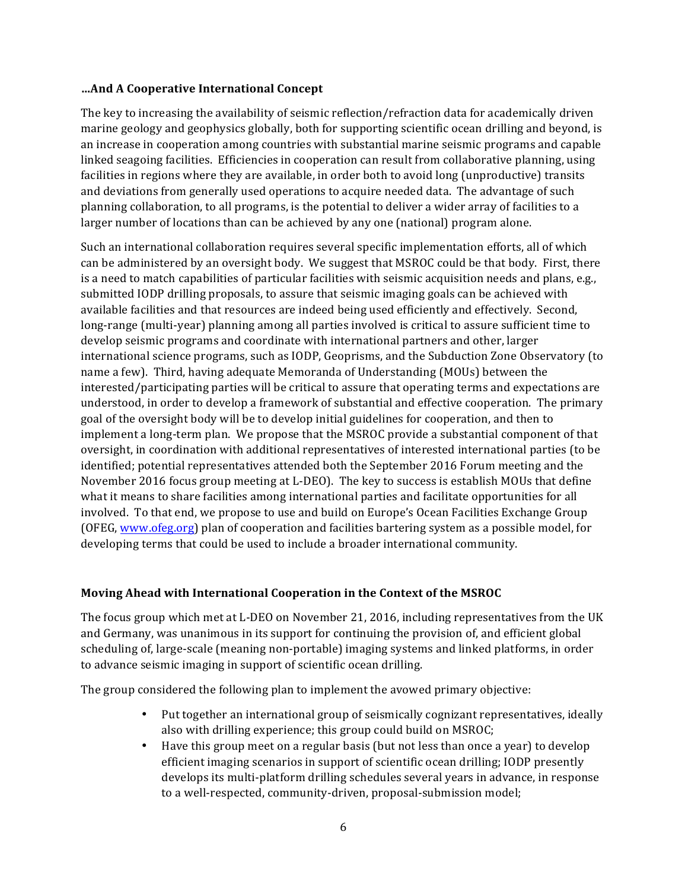### …And A Cooperative International Concept

The key to increasing the availability of seismic reflection/refraction data for academically driven marine geology and geophysics globally, both for supporting scientific ocean drilling and beyond, is an increase in cooperation among countries with substantial marine seismic programs and capable linked seagoing facilities. Efficiencies in cooperation can result from collaborative planning, using facilities in regions where they are available, in order both to avoid long (unproductive) transits and deviations from generally used operations to acquire needed data. The advantage of such planning collaboration, to all programs, is the potential to deliver a wider array of facilities to a larger number of locations than can be achieved by any one (national) program alone.

Such an international collaboration requires several specific implementation efforts, all of which can be administered by an oversight body. We suggest that MSROC could be that body. First, there is a need to match capabilities of particular facilities with seismic acquisition needs and plans, e.g., submitted IODP drilling proposals, to assure that seismic imaging goals can be achieved with available facilities and that resources are indeed being used efficiently and effectively. Second, long-range (multi-year) planning among all parties involved is critical to assure sufficient time to develop seismic programs and coordinate with international partners and other, larger international science programs, such as IODP, Geoprisms, and the Subduction Zone Observatory (to name a few). Third, having adequate Memoranda of Understanding (MOUs) between the interested/participating parties will be critical to assure that operating terms and expectations are understood, in order to develop a framework of substantial and effective cooperation. The primary goal of the oversight body will be to develop initial guidelines for cooperation, and then to implement a long-term plan. We propose that the MSROC provide a substantial component of that oversight, in coordination with additional representatives of interested international parties (to be identified; potential representatives attended both the September 2016 Forum meeting and the November 2016 focus group meeting at L-DEO). The key to success is establish MOUs that define what it means to share facilities among international parties and facilitate opportunities for all involved. To that end, we propose to use and build on Europe's Ocean Facilities Exchange Group (OFEG, [www.ofeg.org](http://www.ofeg.org)) plan of cooperation and facilities bartering system as a possible model, for developing terms that could be used to include a broader international community.

### Moving Ahead with International Cooperation in the Context of the MSROC

The focus group which met at L-DEO on November 21, 2016, including representatives from the UK and Germany, was unanimous in its support for continuing the provision of, and efficient global scheduling of, large-scale (meaning non-portable) imaging systems and linked platforms, in order to advance seismic imaging in support of scientific ocean drilling.

The group considered the following plan to implement the avowed primary objective:

- Put together an international group of seismically cognizant representatives, ideally also with drilling experience; this group could build on MSROC;
- Have this group meet on a regular basis (but not less than once a year) to develop efficient imaging scenarios in support of scientific ocean drilling; IODP presently develops its multi-platform drilling schedules several years in advance, in response to a well-respected, community-driven, proposal-submission model;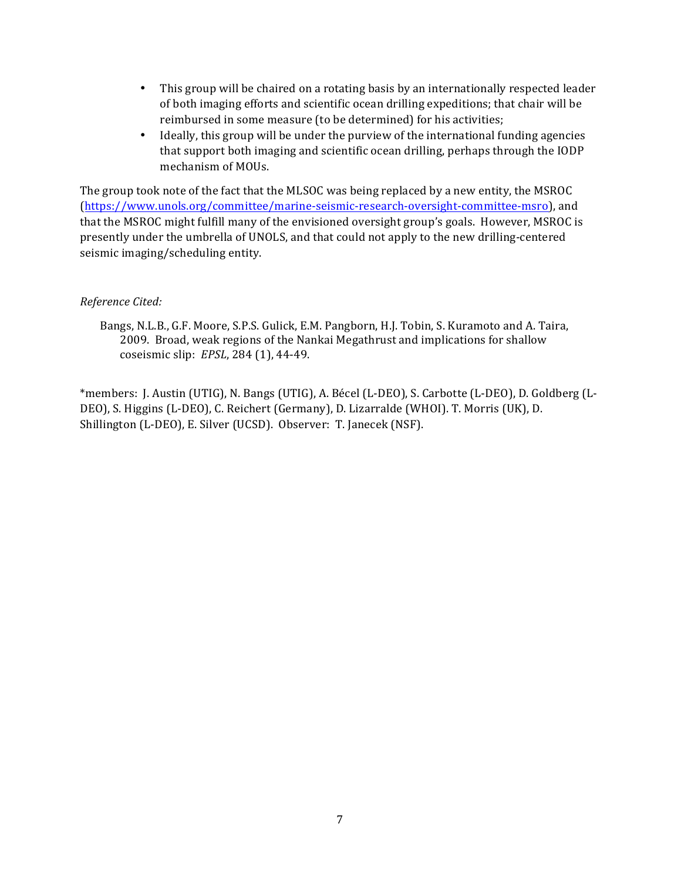- This group will be chaired on a rotating basis by an internationally respected leader of both imaging efforts and scientific ocean drilling expeditions; that chair will be reimbursed in some measure (to be determined) for his activities;
- Ideally, this group will be under the purview of the international funding agencies that support both imaging and scientific ocean drilling, perhaps through the IODP mechanism of MOUs.

The group took note of the fact that the MLSOC was being replaced by a new entity, the MSROC (https://www.unols.org/committee/marine-seismic-research-oversight-committee-msro), and that the MSROC might fulfill many of the envisioned oversight group's goals. However, MSROC is presently under the umbrella of UNOLS, and that could not apply to the new drilling-centered seismic imaging/scheduling entity.

*Reference Cited:*

Bangs, N.L.B., G.F. Moore, S.P.S. Gulick, E.M. Pangborn, H.J. Tobin, S. Kuramoto and A. Taira, 2009. Broad, weak regions of the Nankai Megathrust and implications for shallow coseismic slip: *EPSL*, 284 (1), 44-49.

*members: J. Austin (UTIG), N. Bangs (UTIG), A. Bécel (L-DEO), S. Carbotte (L-DEO), D. Goldberg (L-DEO), S. Higgins (L-DEO), C. Reichert (Germany), D. Lizarralde (WHOI). T. Morris (UK), D. Shillington (L-DEO), E. Silver (UCSD). Observer: T. Janecek (NSF).